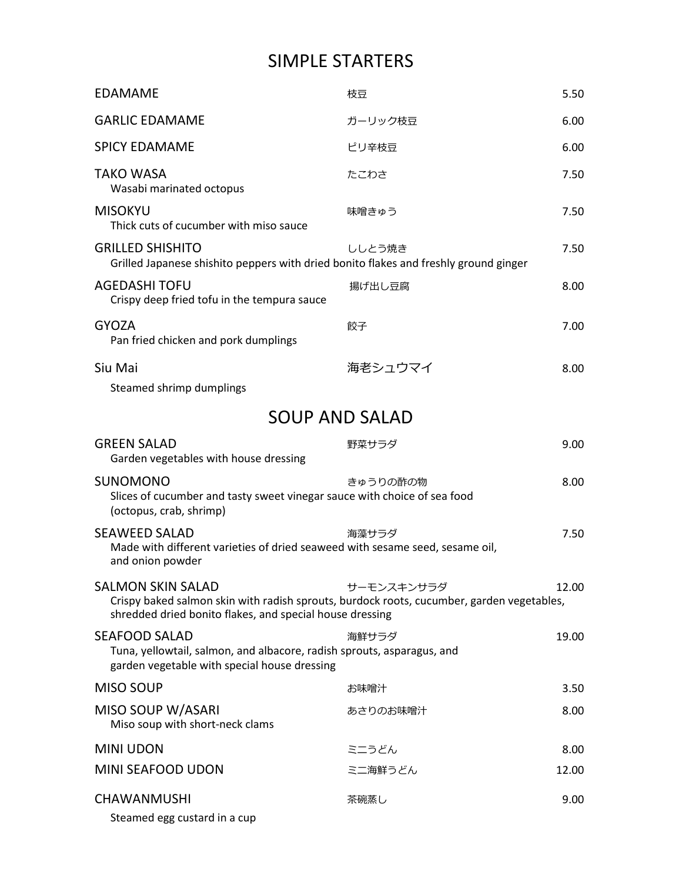# SIMPLE STARTERS

| Item | Japanese | Price |
|---|---|---|
| EDAMAME | 枝豆 | 5.50 |
| GARLIC EDAMAME | ガーリック枝豆 | 6.00 |
| SPICY EDAMAME | ピリ辛枝豆 | 6.00 |
| TAKO WASA<br>Wasabi marinated octopus | たこわさ | 7.50 |
| MISOKYU<br>Thick cuts of cucumber with miso sauce | 味噌きゅう | 7.50 |
| GRILLED SHISHITO<br>Grilled Japanese shishito peppers with dried bonito flakes and freshly ground ginger | ししとう焼き | 7.50 |
| AGEDASHI TOFU<br>Crispy deep fried tofu in the tempura sauce | 揚げ出し豆腐 | 8.00 |
| GYOZA<br>Pan fried chicken and pork dumplings | 餃子 | 7.00 |
| Siu Mai<br>Steamed shrimp dumplings | 海老シュウマイ | 8.00 |

# SOUP AND SALAD

| Item | Japanese | Price |
|---|---|---|
| GREEN SALAD<br>Garden vegetables with house dressing | 野菜サラダ | 9.00 |
| SUNOMONO<br>Slices of cucumber and tasty sweet vinegar sauce with choice of sea food (octopus, crab, shrimp) | きゅうりの酢の物 | 8.00 |
| SEAWEED SALAD<br>Made with different varieties of dried seaweed with sesame seed, sesame oil, and onion powder | 海藻サラダ | 7.50 |
| SALMON SKIN SALAD<br>Crispy baked salmon skin with radish sprouts, burdock roots, cucumber, garden vegetables, shredded dried bonito flakes, and special house dressing | サーモンスキンサラダ | 12.00 |
| SEAFOOD SALAD<br>Tuna, yellowtail, salmon, and albacore, radish sprouts, asparagus, and garden vegetable with special house dressing | 海鮮サラダ | 19.00 |
| MISO SOUP | お味噌汁 | 3.50 |
| MISO SOUP W/ASARI<br>Miso soup with short-neck clams | あさりのお味噌汁 | 8.00 |
| MINI UDON | ミニうどん | 8.00 |
| MINI SEAFOOD UDON | ミニ海鮮うどん | 12.00 |
| CHAWANMUSHI<br>Steamed egg custard in a cup | 茶碗蒸し | 9.00 |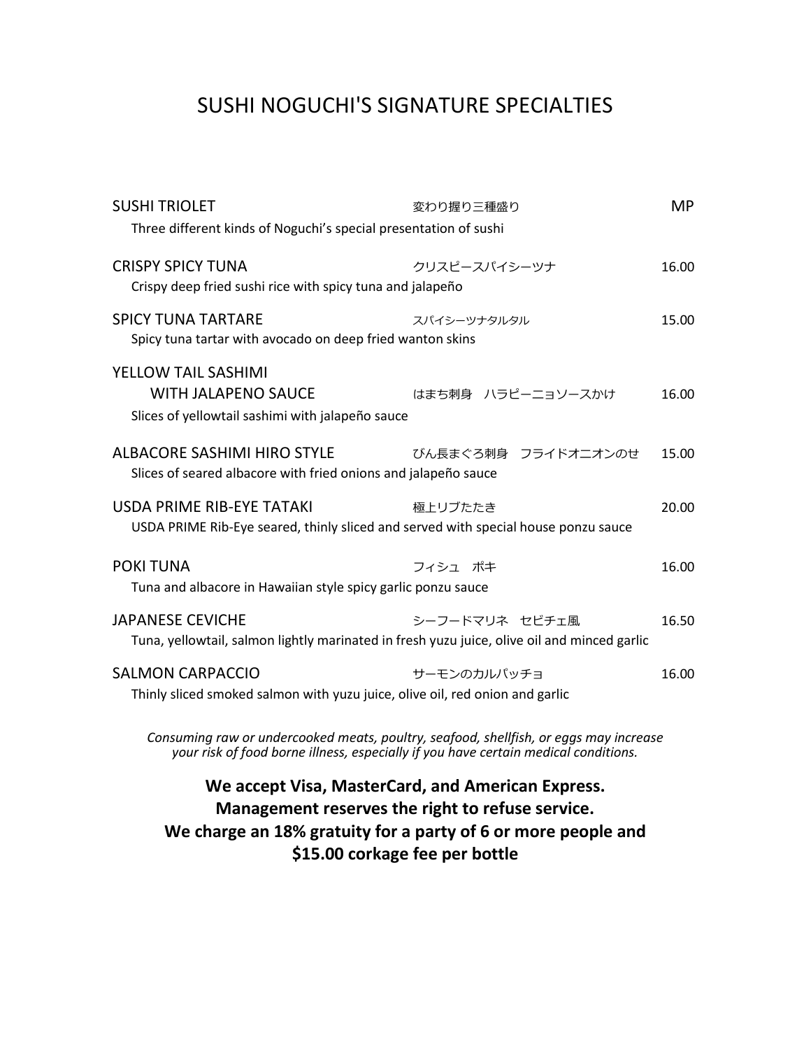# SUSHI NOGUCHI'S SIGNATURE SPECIALTIES

**SUSHI TRIOLET** 変わり握り三種盛り MP
Three different kinds of Noguchi's special presentation of sushi

**CRISPY SPICY TUNA** クリスピースパイシーツナ 16.00
Crispy deep fried sushi rice with spicy tuna and jalapeño

**SPICY TUNA TARTARE** スパイシーツナタルタル 15.00
Spicy tuna tartar with avocado on deep fried wanton skins

**YELLOW TAIL SASHIMI WITH JALAPENO SAUCE** はまち刺身　ハラピーニョソースかけ 16.00
Slices of yellowtail sashimi with jalapeño sauce

**ALBACORE SASHIMI HIRO STYLE** びん長まぐろ刺身　フライドオニオンのせ 15.00
Slices of seared albacore with fried onions and jalapeño sauce

**USDA PRIME RIB-EYE TATAKI** 極上リブたたき 20.00
USDA PRIME Rib-Eye seared, thinly sliced and served with special house ponzu sauce

**POKI TUNA** フィシュ　ポキ 16.00
Tuna and albacore in Hawaiian style spicy garlic ponzu sauce

**JAPANESE CEVICHE** シーフードマリネ　セビチェ風 16.50
Tuna, yellowtail, salmon lightly marinated in fresh yuzu juice, olive oil and minced garlic

**SALMON CARPACCIO** サーモンのカルパッチョ 16.00
Thinly sliced smoked salmon with yuzu juice, olive oil, red onion and garlic

*Consuming raw or undercooked meats, poultry, seafood, shellfish, or eggs may increase your risk of food borne illness, especially if you have certain medical conditions.*

**We accept Visa, MasterCard, and American Express.**
**Management reserves the right to refuse service.**
**We charge an 18% gratuity for a party of 6 or more people and $15.00 corkage fee per bottle**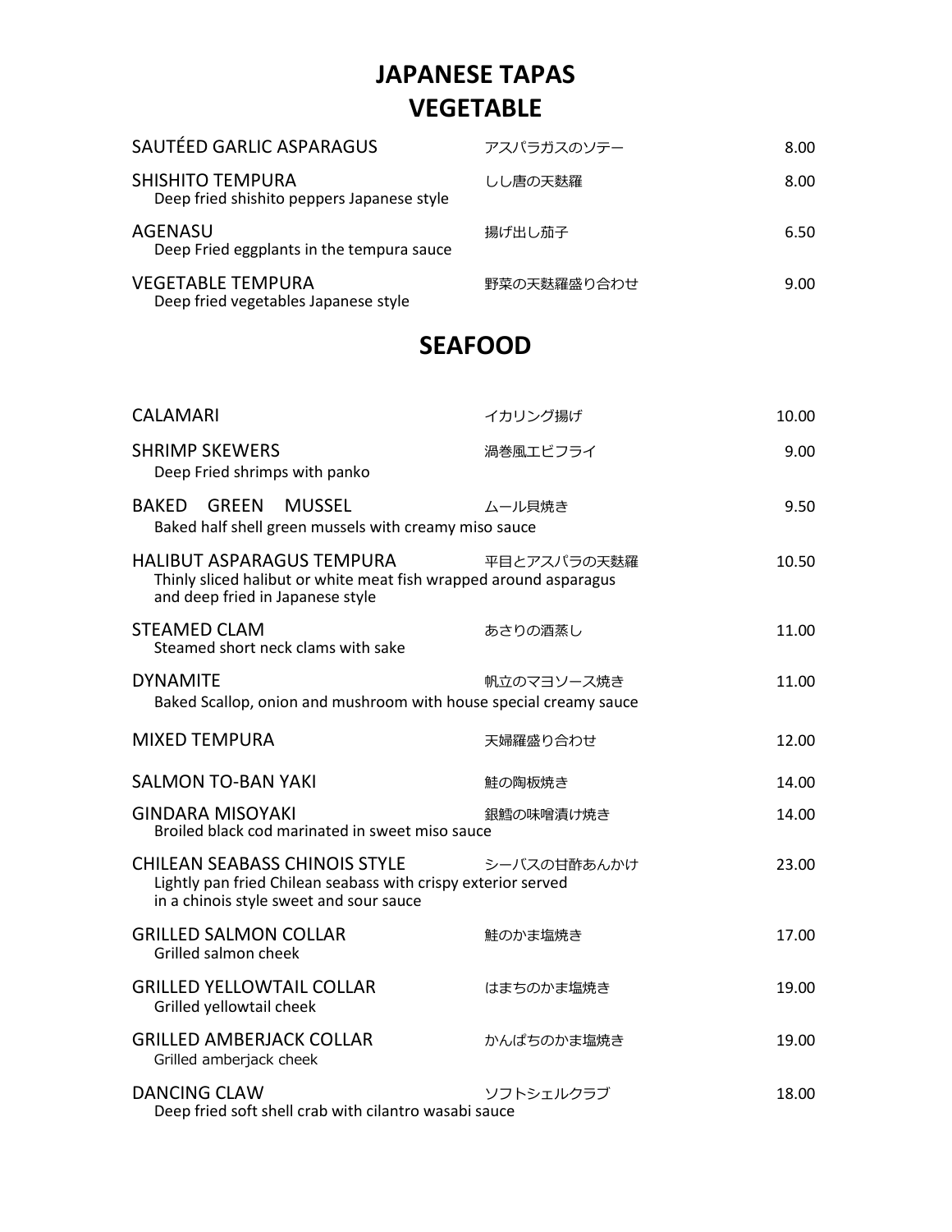# JAPANESE TAPAS

## VEGETABLE

| Item | Japanese | Price |
|---|---|---|
| SAUTÉED GARLIC ASPARAGUS | アスパラガスのソテー | 8.00 |
| SHISHITO TEMPURA<br>Deep fried shishito peppers Japanese style | しし唐の天麩羅 | 8.00 |
| AGENASU<br>Deep Fried eggplants in the tempura sauce | 揚げ出し茄子 | 6.50 |
| VEGETABLE TEMPURA<br>Deep fried vegetables Japanese style | 野菜の天麩羅盛り合わせ | 9.00 |

## SEAFOOD

| Item | Japanese | Price |
|---|---|---|
| CALAMARI | イカリング揚げ | 10.00 |
| SHRIMP SKEWERS<br>Deep Fried shrimps with panko | 渦巻風エビフライ | 9.00 |
| BAKED GREEN MUSSEL<br>Baked half shell green mussels with creamy miso sauce | ムール貝焼き | 9.50 |
| HALIBUT ASPARAGUS TEMPURA<br>Thinly sliced halibut or white meat fish wrapped around asparagus and deep fried in Japanese style | 平目とアスパラの天麩羅 | 10.50 |
| STEAMED CLAM<br>Steamed short neck clams with sake | あさりの酒蒸し | 11.00 |
| DYNAMITE<br>Baked Scallop, onion and mushroom with house special creamy sauce | 帆立のマヨソース焼き | 11.00 |
| MIXED TEMPURA | 天婦羅盛り合わせ | 12.00 |
| SALMON TO-BAN YAKI | 鮭の陶板焼き | 14.00 |
| GINDARA MISOYAKI<br>Broiled black cod marinated in sweet miso sauce | 銀鱈の味噌漬け焼き | 14.00 |
| CHILEAN SEABASS CHINOIS STYLE<br>Lightly pan fried Chilean seabass with crispy exterior served in a chinois style sweet and sour sauce | シーバスの甘酢あんかけ | 23.00 |
| GRILLED SALMON COLLAR<br>Grilled salmon cheek | 鮭のかま塩焼き | 17.00 |
| GRILLED YELLOWTAIL COLLAR<br>Grilled yellowtail cheek | はまちのかま塩焼き | 19.00 |
| GRILLED AMBERJACK COLLAR<br>Grilled amberjack cheek | かんぱちのかま塩焼き | 19.00 |
| DANCING CLAW<br>Deep fried soft shell crab with cilantro wasabi sauce | ソフトシェルクラブ | 18.00 |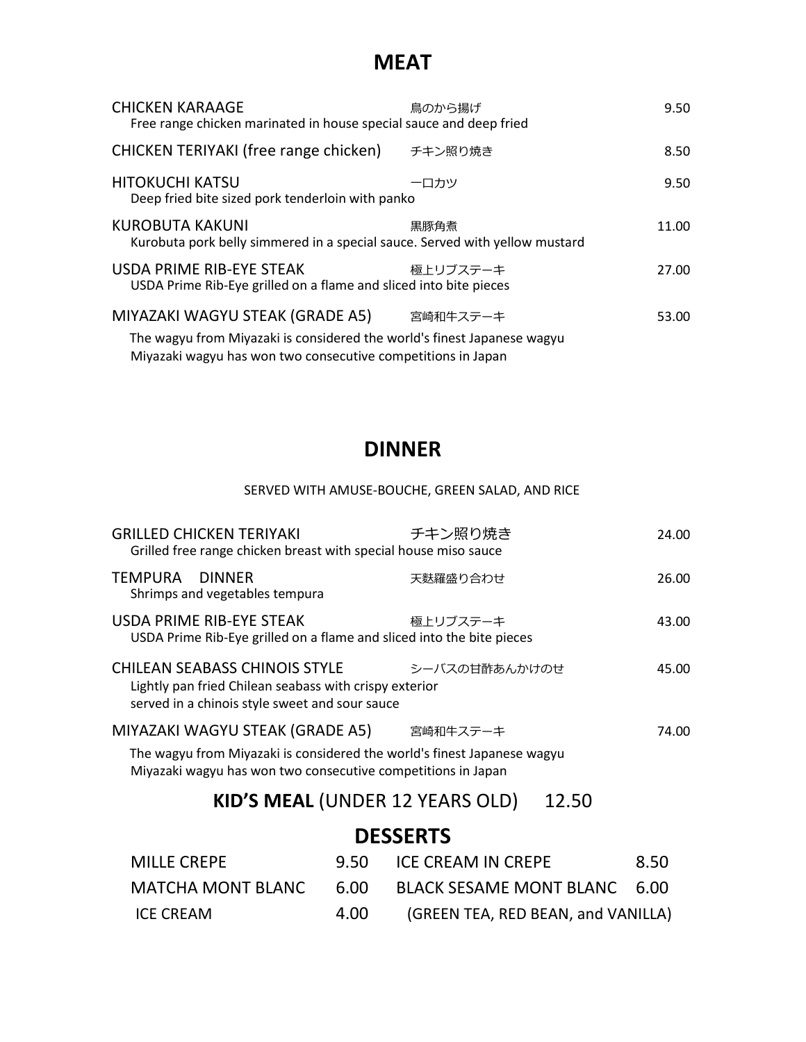# MEAT

| | | |
|---|---|---|
| CHICKEN KARAAGE<br>Free range chicken marinated in house special sauce and deep fried | 鳥のから揚げ | 9.50 |
| CHICKEN TERIYAKI (free range chicken) | チキン照り焼き | 8.50 |
| HITOKUCHI KATSU<br>Deep fried bite sized pork tenderloin with panko | 一口カツ | 9.50 |
| KUROBUTA KAKUNI<br>Kurobuta pork belly simmered in a special sauce. Served with yellow mustard | 黒豚角煮 | 11.00 |
| USDA PRIME RIB-EYE STEAK<br>USDA Prime Rib-Eye grilled on a flame and sliced into bite pieces | 極上リブステーキ | 27.00 |
| MIYAZAKI WAGYU STEAK (GRADE A5)<br>The wagyu from Miyazaki is considered the world's finest Japanese wagyu<br>Miyazaki wagyu has won two consecutive competitions in Japan | 宮崎和牛ステーキ | 53.00 |

# DINNER

SERVED WITH AMUSE-BOUCHE, GREEN SALAD, AND RICE

| | | |
|---|---|---|
| GRILLED CHICKEN TERIYAKI<br>Grilled free range chicken breast with special house miso sauce | チキン照り焼き | 24.00 |
| TEMPURA DINNER<br>Shrimps and vegetables tempura | 天麩羅盛り合わせ | 26.00 |
| USDA PRIME RIB-EYE STEAK<br>USDA Prime Rib-Eye grilled on a flame and sliced into the bite pieces | 極上リブステーキ | 43.00 |
| CHILEAN SEABASS CHINOIS STYLE<br>Lightly pan fried Chilean seabass with crispy exterior<br>served in a chinois style sweet and sour sauce | シーバスの甘酢あんかけのせ | 45.00 |
| MIYAZAKI WAGYU STEAK (GRADE A5)<br>The wagyu from Miyazaki is considered the world's finest Japanese wagyu<br>Miyazaki wagyu has won two consecutive competitions in Japan | 宮崎和牛ステーキ | 74.00 |

## **KID'S MEAL** (UNDER 12 YEARS OLD) 12.50

# DESSERTS

| | | | |
|---|---|---|---|
| MILLE CREPE | 9.50 | ICE CREAM IN CREPE | 8.50 |
| MATCHA MONT BLANC | 6.00 | BLACK SESAME MONT BLANC | 6.00 |
| ICE CREAM | 4.00 | (GREEN TEA, RED BEAN, and VANILLA) | |